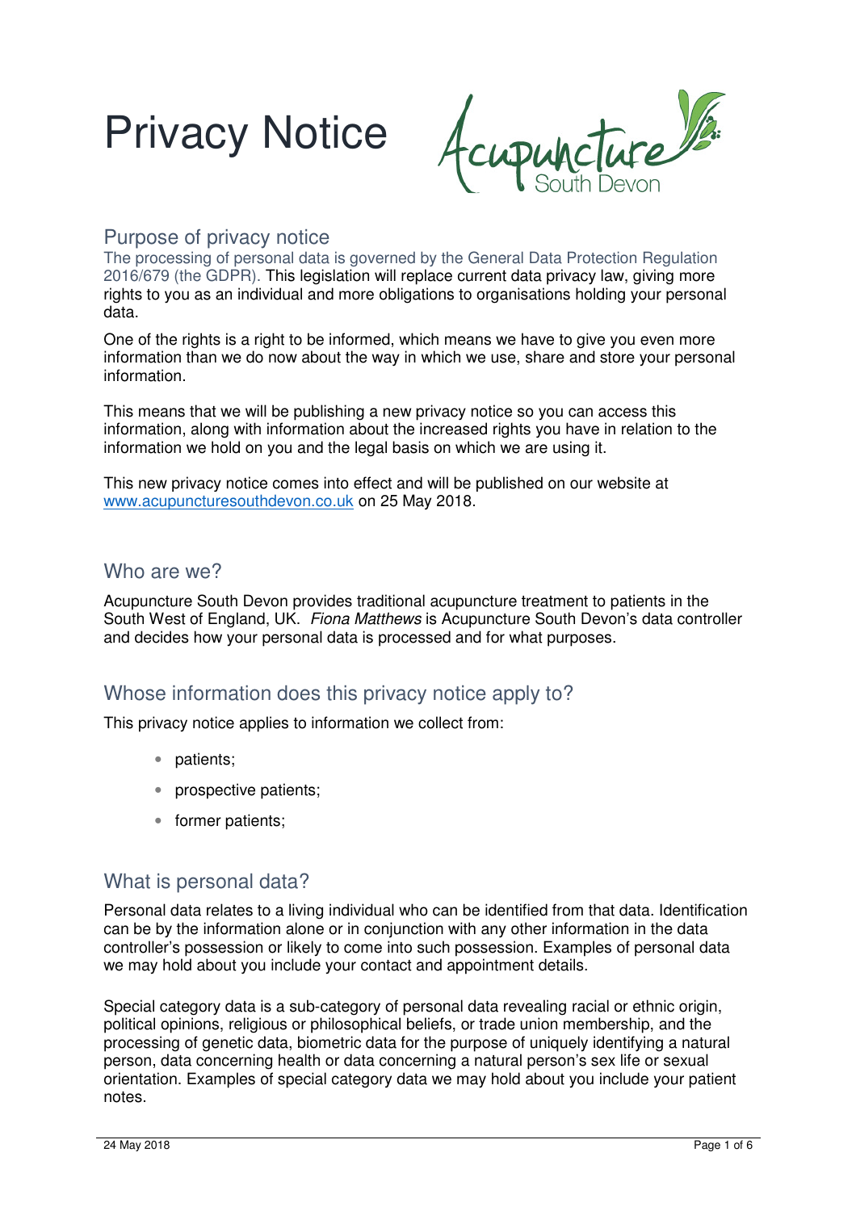# Privacy Notice

## Purpose of privacy notice

The processing of personal data is governed by the General Data Protection Regulation 2016/679 (the GDPR). This legislation will replace current data privacy law, giving more rights to you as an individual and more obligations to organisations holding your personal data.

One of the rights is a right to be informed, which means we have to give you even more information than we do now about the way in which we use, share and store your personal information.

This means that we will be publishing a new privacy notice so you can access this information, along with information about the increased rights you have in relation to the information we hold on you and the legal basis on which we are using it.

This new privacy notice comes into effect and will be published on our website at www.acupuncturesouthdevon.co.uk on 25 May 2018.

## Who are we?

Acupuncture South Devon provides traditional acupuncture treatment to patients in the South West of England, UK. *Fiona Matthews* is Acupuncture South Devon's data controller and decides how your personal data is processed and for what purposes.

## Whose information does this privacy notice apply to?

This privacy notice applies to information we collect from:

- patients;
- prospective patients;
- former patients;

## What is personal data?

Personal data relates to a living individual who can be identified from that data. Identification can be by the information alone or in conjunction with any other information in the data controller's possession or likely to come into such possession. Examples of personal data we may hold about you include your contact and appointment details.

Special category data is a sub-category of personal data revealing racial or ethnic origin, political opinions, religious or philosophical beliefs, or trade union membership, and the processing of genetic data, biometric data for the purpose of uniquely identifying a natural person, data concerning health or data concerning a natural person's sex life or sexual orientation. Examples of special category data we may hold about you include your patient notes.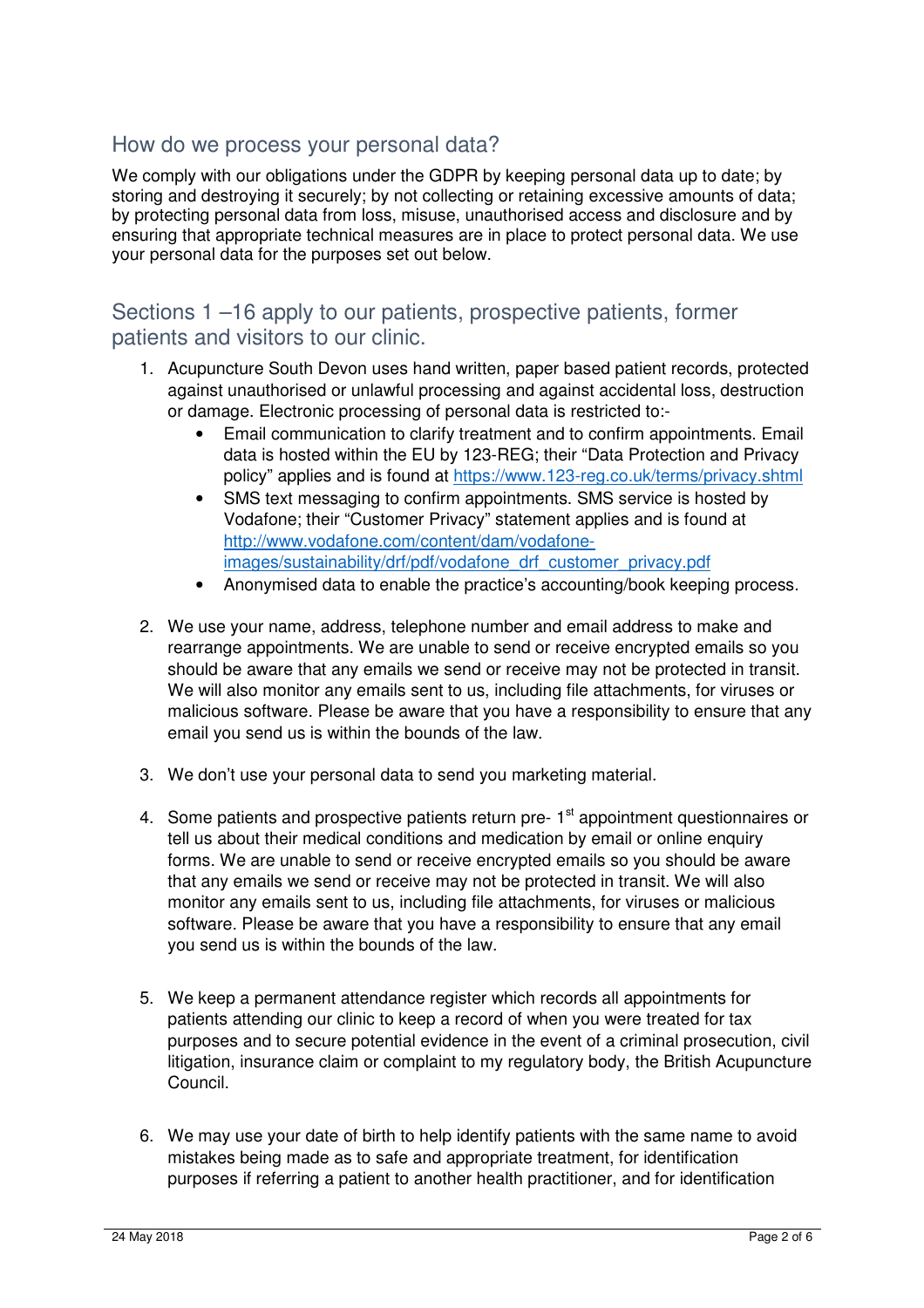## How do we process your personal data?

We comply with our obligations under the GDPR by keeping personal data up to date; by storing and destroying it securely; by not collecting or retaining excessive amounts of data; by protecting personal data from loss, misuse, unauthorised access and disclosure and by ensuring that appropriate technical measures are in place to protect personal data. We use your personal data for the purposes set out below.

## Sections 1 –16 apply to our patients, prospective patients, former patients and visitors to our clinic.

1. Acupuncture South Devon uses hand written, paper based patient records, protected against unauthorised or unlawful processing and against accidental loss, destruction or damage. Electronic processing of personal data is restricted to:-
   - Email communication to clarify treatment and to confirm appointments. Email data is hosted within the EU by 123-REG; their "Data Protection and Privacy policy" applies and is found at https://www.123-reg.co.uk/terms/privacy.shtml
   - SMS text messaging to confirm appointments. SMS service is hosted by Vodafone; their "Customer Privacy" statement applies and is found at http://www.vodafone.com/content/dam/vodafone-images/sustainability/drf/pdf/vodafone_drf_customer_privacy.pdf
   - Anonymised data to enable the practice's accounting/book keeping process.

2. We use your name, address, telephone number and email address to make and rearrange appointments. We are unable to send or receive encrypted emails so you should be aware that any emails we send or receive may not be protected in transit. We will also monitor any emails sent to us, including file attachments, for viruses or malicious software. Please be aware that you have a responsibility to ensure that any email you send us is within the bounds of the law.

3. We don't use your personal data to send you marketing material.

4. Some patients and prospective patients return pre- 1st appointment questionnaires or tell us about their medical conditions and medication by email or online enquiry forms. We are unable to send or receive encrypted emails so you should be aware that any emails we send or receive may not be protected in transit. We will also monitor any emails sent to us, including file attachments, for viruses or malicious software. Please be aware that you have a responsibility to ensure that any email you send us is within the bounds of the law.

5. We keep a permanent attendance register which records all appointments for patients attending our clinic to keep a record of when you were treated for tax purposes and to secure potential evidence in the event of a criminal prosecution, civil litigation, insurance claim or complaint to my regulatory body, the British Acupuncture Council.

6. We may use your date of birth to help identify patients with the same name to avoid mistakes being made as to safe and appropriate treatment, for identification purposes if referring a patient to another health practitioner, and for identification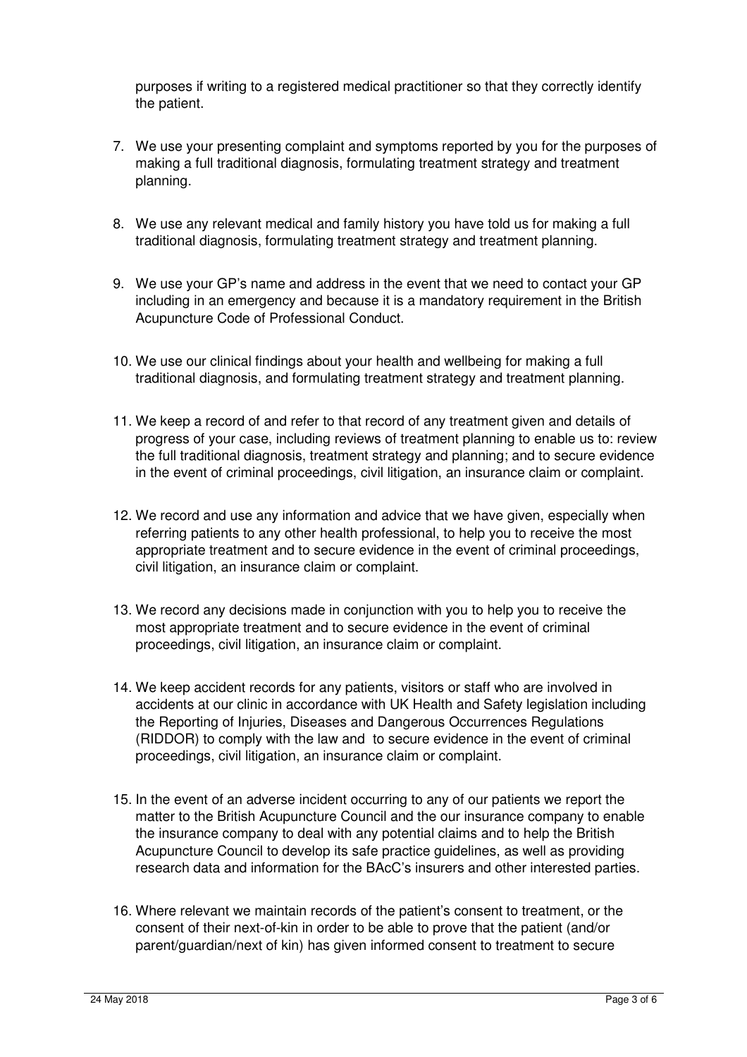purposes if writing to a registered medical practitioner so that they correctly identify the patient.

7. We use your presenting complaint and symptoms reported by you for the purposes of making a full traditional diagnosis, formulating treatment strategy and treatment planning.

8. We use any relevant medical and family history you have told us for making a full traditional diagnosis, formulating treatment strategy and treatment planning.

9. We use your GP's name and address in the event that we need to contact your GP including in an emergency and because it is a mandatory requirement in the British Acupuncture Code of Professional Conduct.

10. We use our clinical findings about your health and wellbeing for making a full traditional diagnosis, and formulating treatment strategy and treatment planning.

11. We keep a record of and refer to that record of any treatment given and details of progress of your case, including reviews of treatment planning to enable us to: review the full traditional diagnosis, treatment strategy and planning; and to secure evidence in the event of criminal proceedings, civil litigation, an insurance claim or complaint.

12. We record and use any information and advice that we have given, especially when referring patients to any other health professional, to help you to receive the most appropriate treatment and to secure evidence in the event of criminal proceedings, civil litigation, an insurance claim or complaint.

13. We record any decisions made in conjunction with you to help you to receive the most appropriate treatment and to secure evidence in the event of criminal proceedings, civil litigation, an insurance claim or complaint.

14. We keep accident records for any patients, visitors or staff who are involved in accidents at our clinic in accordance with UK Health and Safety legislation including the Reporting of Injuries, Diseases and Dangerous Occurrences Regulations (RIDDOR) to comply with the law and to secure evidence in the event of criminal proceedings, civil litigation, an insurance claim or complaint.

15. In the event of an adverse incident occurring to any of our patients we report the matter to the British Acupuncture Council and the our insurance company to enable the insurance company to deal with any potential claims and to help the British Acupuncture Council to develop its safe practice guidelines, as well as providing research data and information for the BAcC's insurers and other interested parties.

16. Where relevant we maintain records of the patient's consent to treatment, or the consent of their next-of-kin in order to be able to prove that the patient (and/or parent/guardian/next of kin) has given informed consent to treatment to secure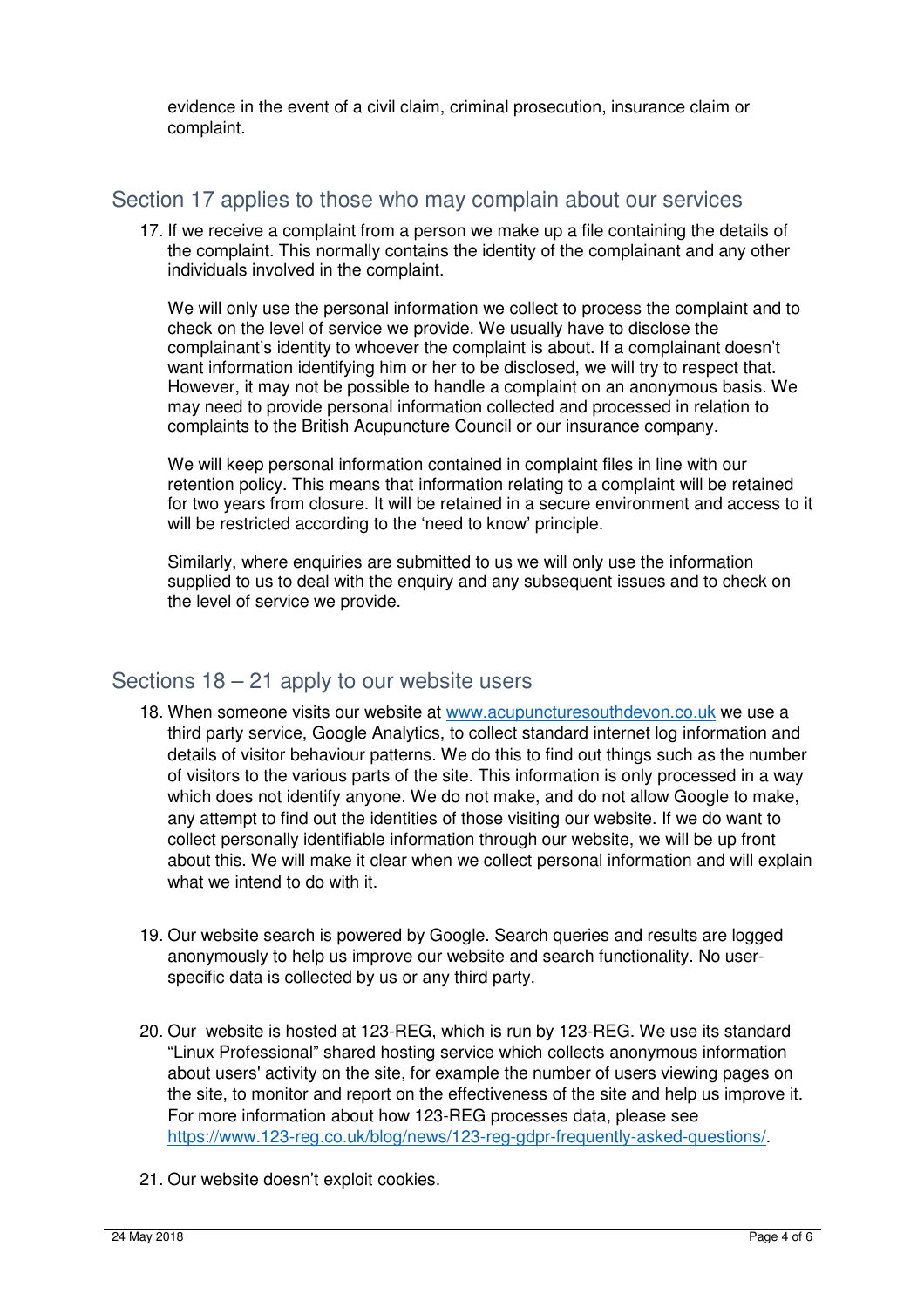evidence in the event of a civil claim, criminal prosecution, insurance claim or complaint.

## Section 17 applies to those who may complain about our services

17. If we receive a complaint from a person we make up a file containing the details of the complaint. This normally contains the identity of the complainant and any other individuals involved in the complaint.

    We will only use the personal information we collect to process the complaint and to check on the level of service we provide. We usually have to disclose the complainant's identity to whoever the complaint is about. If a complainant doesn't want information identifying him or her to be disclosed, we will try to respect that. However, it may not be possible to handle a complaint on an anonymous basis. We may need to provide personal information collected and processed in relation to complaints to the British Acupuncture Council or our insurance company.

    We will keep personal information contained in complaint files in line with our retention policy. This means that information relating to a complaint will be retained for two years from closure. It will be retained in a secure environment and access to it will be restricted according to the 'need to know' principle.

    Similarly, where enquiries are submitted to us we will only use the information supplied to us to deal with the enquiry and any subsequent issues and to check on the level of service we provide.

## Sections 18 – 21 apply to our website users

18. When someone visits our website at [www.acupuncturesouthdevon.co.uk](http://www.acupuncturesouthdevon.co.uk) we use a third party service, Google Analytics, to collect standard internet log information and details of visitor behaviour patterns. We do this to find out things such as the number of visitors to the various parts of the site. This information is only processed in a way which does not identify anyone. We do not make, and do not allow Google to make, any attempt to find out the identities of those visiting our website. If we do want to collect personally identifiable information through our website, we will be up front about this. We will make it clear when we collect personal information and will explain what we intend to do with it.

19. Our website search is powered by Google. Search queries and results are logged anonymously to help us improve our website and search functionality. No user-specific data is collected by us or any third party.

20. Our website is hosted at 123-REG, which is run by 123-REG. We use its standard "Linux Professional" shared hosting service which collects anonymous information about users' activity on the site, for example the number of users viewing pages on the site, to monitor and report on the effectiveness of the site and help us improve it. For more information about how 123-REG processes data, please see [https://www.123-reg.co.uk/blog/news/123-reg-gdpr-frequently-asked-questions/](https://www.123-reg.co.uk/blog/news/123-reg-gdpr-frequently-asked-questions/).

21. Our website doesn't exploit cookies.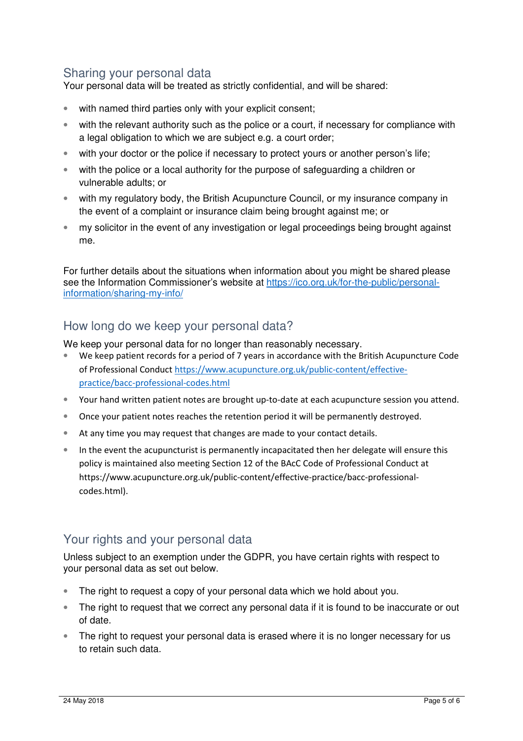## Sharing your personal data

Your personal data will be treated as strictly confidential, and will be shared:

- with named third parties only with your explicit consent;
- with the relevant authority such as the police or a court, if necessary for compliance with a legal obligation to which we are subject e.g. a court order;
- with your doctor or the police if necessary to protect yours or another person's life;
- with the police or a local authority for the purpose of safeguarding a children or vulnerable adults; or
- with my regulatory body, the British Acupuncture Council, or my insurance company in the event of a complaint or insurance claim being brought against me; or
- my solicitor in the event of any investigation or legal proceedings being brought against me.

For further details about the situations when information about you might be shared please see the Information Commissioner's website at [https://ico.org.uk/for-the-public/personal-information/sharing-my-info/](https://ico.org.uk/for-the-public/personal-information/sharing-my-info/)

## How long do we keep your personal data?

We keep your personal data for no longer than reasonably necessary.

- We keep patient records for a period of 7 years in accordance with the British Acupuncture Code of Professional Conduct [https://www.acupuncture.org.uk/public-content/effective-practice/bacc-professional-codes.html](https://www.acupuncture.org.uk/public-content/effective-practice/bacc-professional-codes.html)
- Your hand written patient notes are brought up-to-date at each acupuncture session you attend.
- Once your patient notes reaches the retention period it will be permanently destroyed.
- At any time you may request that changes are made to your contact details.
- In the event the acupuncturist is permanently incapacitated then her delegate will ensure this policy is maintained also meeting Section 12 of the BAcC Code of Professional Conduct at https://www.acupuncture.org.uk/public-content/effective-practice/bacc-professional-codes.html).

## Your rights and your personal data

Unless subject to an exemption under the GDPR, you have certain rights with respect to your personal data as set out below.

- The right to request a copy of your personal data which we hold about you.
- The right to request that we correct any personal data if it is found to be inaccurate or out of date.
- The right to request your personal data is erased where it is no longer necessary for us to retain such data.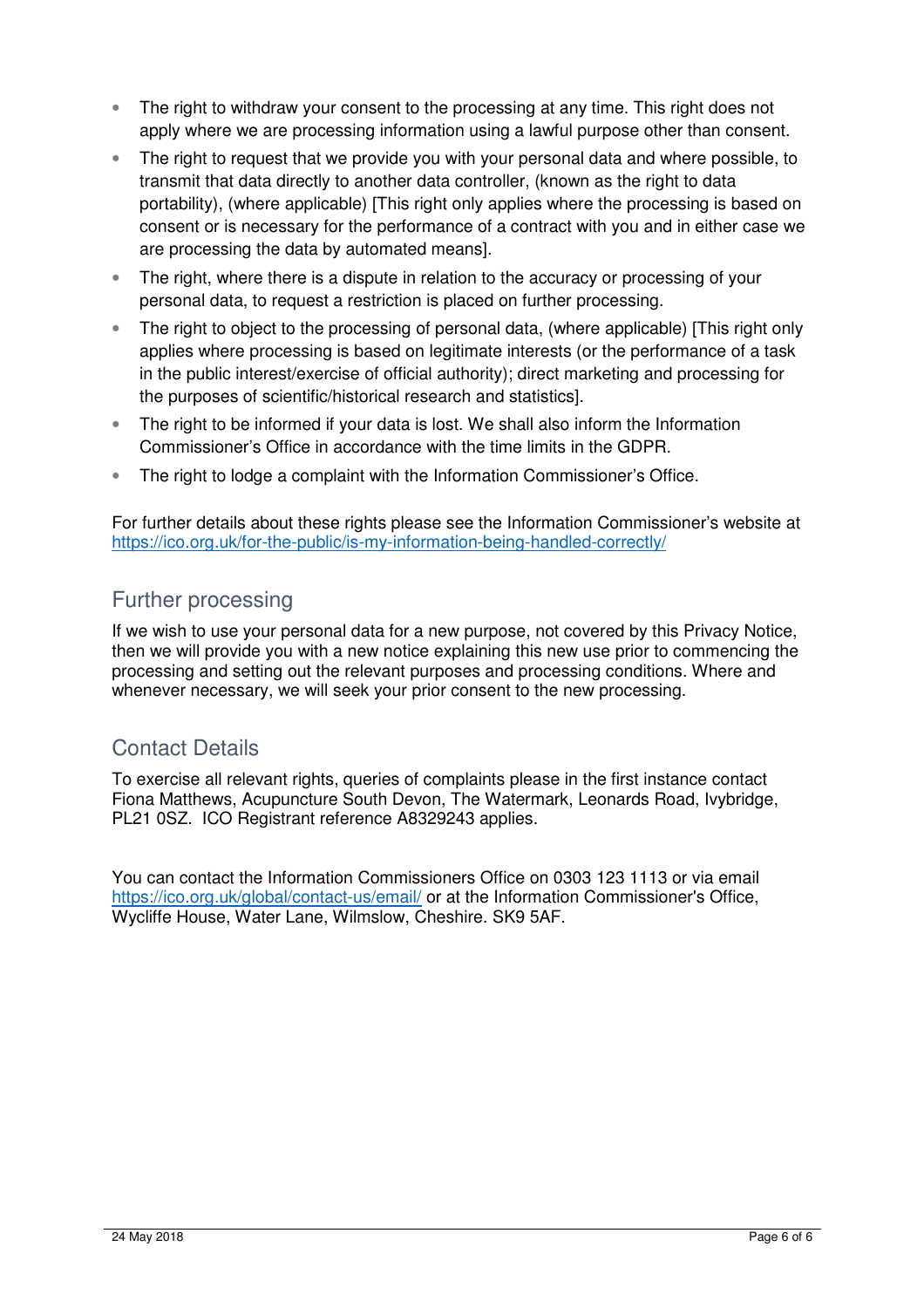- The right to withdraw your consent to the processing at any time. This right does not apply where we are processing information using a lawful purpose other than consent.
- The right to request that we provide you with your personal data and where possible, to transmit that data directly to another data controller, (known as the right to data portability), (where applicable) [This right only applies where the processing is based on consent or is necessary for the performance of a contract with you and in either case we are processing the data by automated means].
- The right, where there is a dispute in relation to the accuracy or processing of your personal data, to request a restriction is placed on further processing.
- The right to object to the processing of personal data, (where applicable) [This right only applies where processing is based on legitimate interests (or the performance of a task in the public interest/exercise of official authority); direct marketing and processing for the purposes of scientific/historical research and statistics].
- The right to be informed if your data is lost. We shall also inform the Information Commissioner's Office in accordance with the time limits in the GDPR.
- The right to lodge a complaint with the Information Commissioner's Office.

For further details about these rights please see the Information Commissioner's website at https://ico.org.uk/for-the-public/is-my-information-being-handled-correctly/

## Further processing

If we wish to use your personal data for a new purpose, not covered by this Privacy Notice, then we will provide you with a new notice explaining this new use prior to commencing the processing and setting out the relevant purposes and processing conditions. Where and whenever necessary, we will seek your prior consent to the new processing.

## Contact Details

To exercise all relevant rights, queries of complaints please in the first instance contact Fiona Matthews, Acupuncture South Devon, The Watermark, Leonards Road, Ivybridge, PL21 0SZ. ICO Registrant reference A8329243 applies.

You can contact the Information Commissioners Office on 0303 123 1113 or via email https://ico.org.uk/global/contact-us/email/ or at the Information Commissioner's Office, Wycliffe House, Water Lane, Wilmslow, Cheshire. SK9 5AF.

24 May 2018